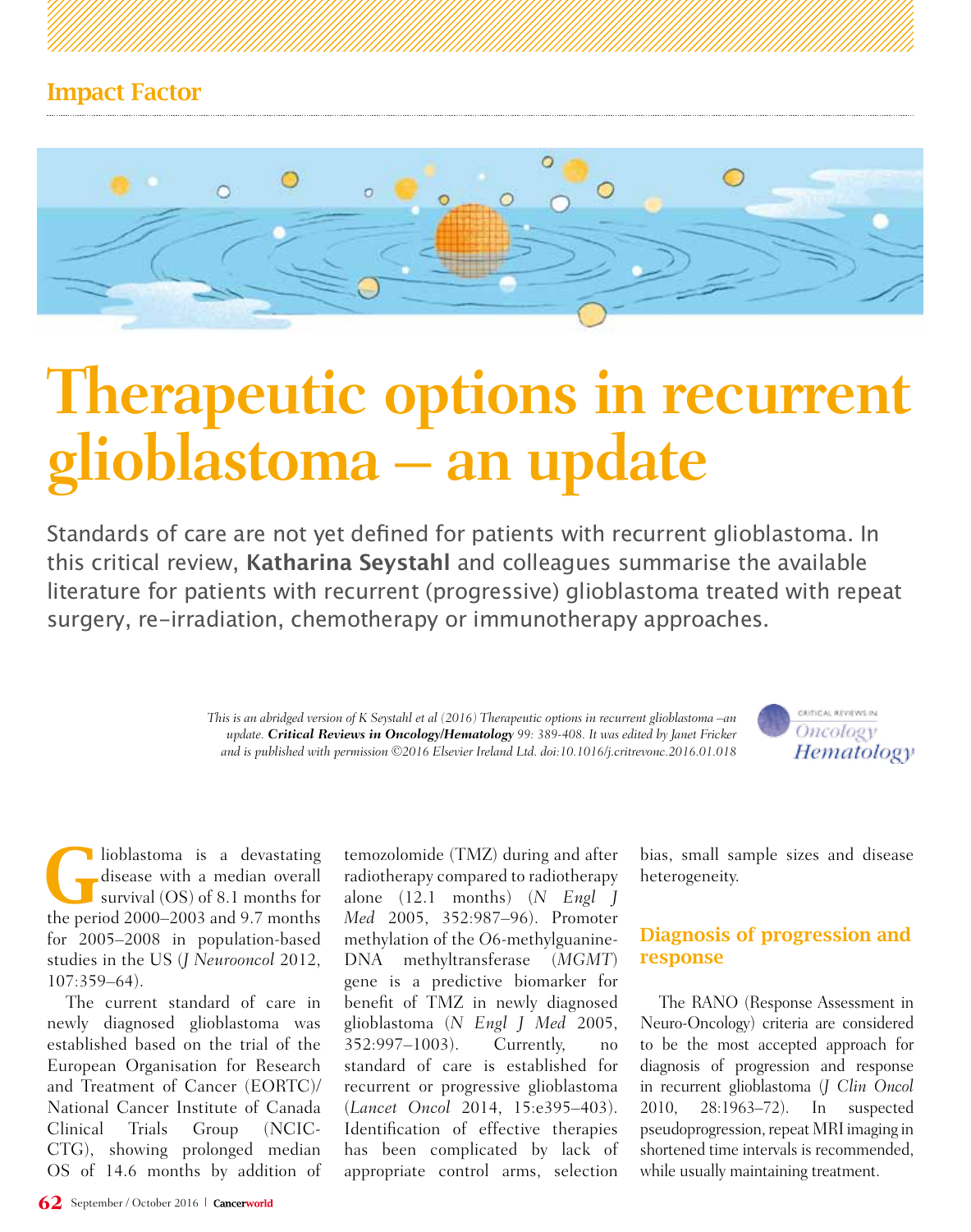## Impact Factor

# Therapeutic options in recurrent glioblastoma – an update

Standards of care are not yet defined for patients with recurrent glioblastoma. In this critical review, **Katharina Seystahl** and colleagues summarise the available literature for patients with recurrent (progressive) glioblastoma treated with repeat surgery, re-irradiation, chemotherapy or immunotherapy approaches.

*This is an abridged version of K Seystahl et al (2016) Therapeutic options in recurrent glioblastoma –an update.* ***Critical Reviews in Oncology/Hematology*** *99: 389-408. It was edited by Janet Fricker and is published with permission ©2016 Elsevier Ireland Ltd. doi:10.1016/j.critrevonc.2016.01.018*

Glioblastoma is a devastating disease with a median overall survival (OS) of 8.1 months for the period 2000–2003 and 9.7 months for 2005–2008 in population-based studies in the US (*J Neurooncol* 2012, 107:359–64).

The current standard of care in newly diagnosed glioblastoma was established based on the trial of the European Organisation for Research and Treatment of Cancer (EORTC)/ National Cancer Institute of Canada Clinical Trials Group (NCIC-CTG), showing prolonged median OS of 14.6 months by addition of temozolomide (TMZ) during and after radiotherapy compared to radiotherapy alone (12.1 months) (*N Engl J Med* 2005, 352:987–96). Promoter methylation of the O6-methylguanine-DNA methyltransferase (*MGMT*) gene is a predictive biomarker for benefit of TMZ in newly diagnosed glioblastoma (*N Engl J Med* 2005, 352:997–1003). Currently, no standard of care is established for recurrent or progressive glioblastoma (*Lancet Oncol* 2014, 15:e395–403). Identification of effective therapies has been complicated by lack of appropriate control arms, selection bias, small sample sizes and disease heterogeneity.

## Diagnosis of progression and response

The RANO (Response Assessment in Neuro-Oncology) criteria are considered to be the most accepted approach for diagnosis of progression and response in recurrent glioblastoma (*J Clin Oncol* 2010, 28:1963–72). In suspected pseudoprogression, repeat MRI imaging in shortened time intervals is recommended, while usually maintaining treatment.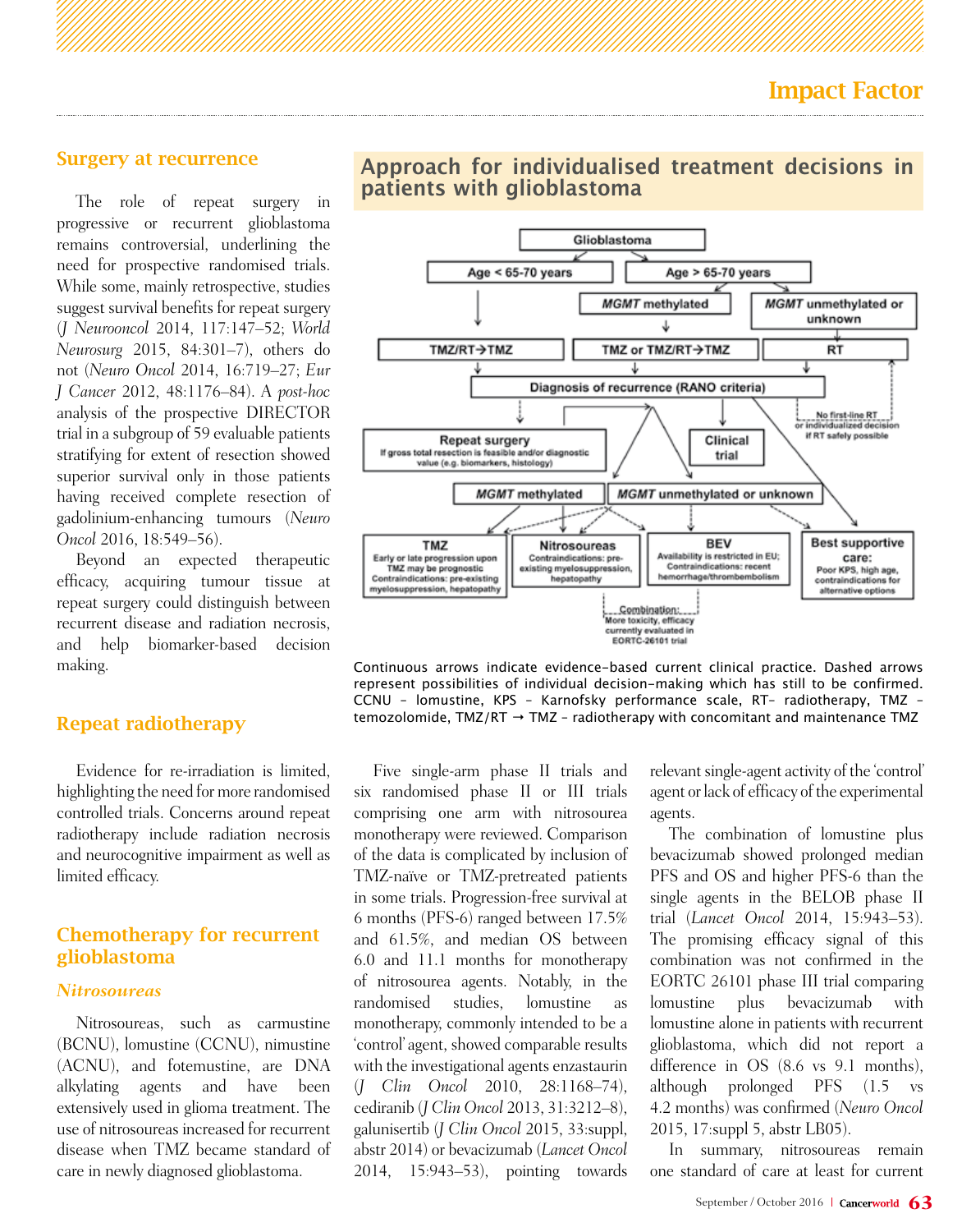## Surgery at recurrence

The role of repeat surgery in progressive or recurrent glioblastoma remains controversial, underlining the need for prospective randomised trials. While some, mainly retrospective, studies suggest survival benefits for repeat surgery (*J Neurooncol* 2014, 117:147–52; *World Neurosurg* 2015, 84:301–7), others do not (*Neuro Oncol* 2014, 16:719–27; *Eur J Cancer* 2012, 48:1176–84). A *post-hoc* analysis of the prospective DIRECTOR trial in a subgroup of 59 evaluable patients stratifying for extent of resection showed superior survival only in those patients having received complete resection of gadolinium-enhancing tumours (*Neuro Oncol* 2016, 18:549–56).

Beyond an expected therapeutic efficacy, acquiring tumour tissue at repeat surgery could distinguish between recurrent disease and radiation necrosis, and help biomarker-based decision making.

## Repeat radiotherapy

Evidence for re-irradiation is limited, highlighting the need for more randomised controlled trials. Concerns around repeat radiotherapy include radiation necrosis and neurocognitive impairment as well as limited efficacy.

## Chemotherapy for recurrent glioblastoma

### *Nitrosoureas*

Nitrosoureas, such as carmustine (BCNU), lomustine (CCNU), nimustine (ACNU), and fotemustine, are DNA alkylating agents and have been extensively used in glioma treatment. The use of nitrosoureas increased for recurrent disease when TMZ became standard of care in newly diagnosed glioblastoma.

Five single-arm phase II trials and six randomised phase II or III trials comprising one arm with nitrosourea monotherapy were reviewed. Comparison of the data is complicated by inclusion of TMZ-naïve or TMZ-pretreated patients in some trials. Progression-free survival at 6 months (PFS-6) ranged between 17.5% and 61.5%, and median OS between 6.0 and 11.1 months for monotherapy of nitrosourea agents. Notably, in the randomised studies, lomustine as monotherapy, commonly intended to be a 'control' agent, showed comparable results with the investigational agents enzastaurin (*J Clin Oncol* 2010, 28:1168–74), cediranib (*J Clin Oncol* 2013, 31:3212–8), galunisertib (*J Clin Oncol* 2015, 33:suppl, abstr 2014) or bevacizumab (*Lancet Oncol* 2014, 15:943–53), pointing towards relevant single-agent activity of the 'control' agent or lack of efficacy of the experimental agents.

The combination of lomustine plus bevacizumab showed prolonged median PFS and OS and higher PFS-6 than the single agents in the BELOB phase II trial (*Lancet Oncol* 2014, 15:943–53). The promising efficacy signal of this combination was not confirmed in the EORTC 26101 phase III trial comparing lomustine plus bevacizumab with lomustine alone in patients with recurrent glioblastoma, which did not report a difference in OS (8.6 vs 9.1 months), although prolonged PFS (1.5 vs 4.2 months) was confirmed (*Neuro Oncol* 2015, 17:suppl 5, abstr LB05).

In summary, nitrosoureas remain one standard of care at least for current

## Approach for individualised treatment decisions in patients with glioblastoma

- Glioblastoma
  - Age < 65-70 years → TMZ/RT→TMZ
  - Age > 65-70 years
    - *MGMT* methylated → TMZ or TMZ/RT→TMZ
    - *MGMT* unmethylated or unknown → RT
- Diagnosis of recurrence (RANO criteria)
  - Repeat surgery: If gross total resection is feasible and/or diagnostic value (e.g. biomarkers, histology)
  - Clinical trial
  - RT (No first-line RT or individualized decision if RT safely possible)
  - *MGMT* methylated / *MGMT* unmethylated or unknown
    - TMZ: Early or late progression upon TMZ may be prognostic. Contraindications: pre-existing myelosuppression, hepatopathy
    - Nitrosoureas: Contraindications: pre-existing myelosuppression, hepatopathy
    - BEV: Availability is restricted in EU; Contraindications: recent hemorrhage/thrombembolism
    - Best supportive care: Poor KPS, high age, contraindications for alternative options
    - Combination (Nitrosoureas + BEV): More toxicity, efficacy currently evaluated in EORTC-26101 trial

Continuous arrows indicate evidence-based current clinical practice. Dashed arrows represent possibilities of individual decision-making which has still to be confirmed. CCNU – lomustine, KPS – Karnofsky performance scale, RT– radiotherapy, TMZ – temozolomide, TMZ/RT → TMZ – radiotherapy with concomitant and maintenance TMZ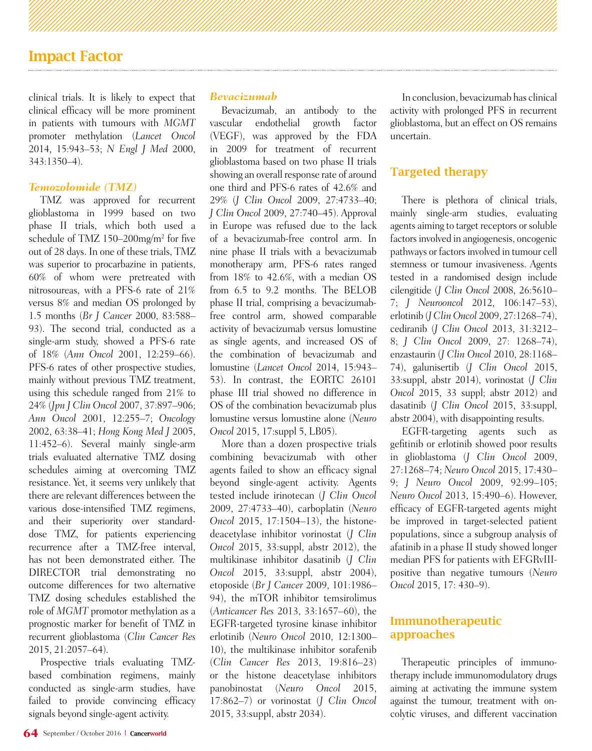clinical trials. It is likely to expect that clinical efficacy will be more prominent in patients with tumours with *MGMT* promoter methylation (*Lancet Oncol* 2014, 15:943–53; *N Engl J Med* 2000, 343:1350–4).

### *Temozolomide (TMZ)*

TMZ was approved for recurrent glioblastoma in 1999 based on two phase II trials, which both used a schedule of TMZ 150–200mg/m$^2$ for five out of 28 days. In one of these trials, TMZ was superior to procarbazine in patients, 60% of whom were pretreated with nitrosoureas, with a PFS-6 rate of 21% versus 8% and median OS prolonged by 1.5 months (*Br J Cancer* 2000, 83:588–93). The second trial, conducted as a single-arm study, showed a PFS-6 rate of 18% (*Ann Oncol* 2001, 12:259–66). PFS-6 rates of other prospective studies, mainly without previous TMZ treatment, using this schedule ranged from 21% to 24% (*Jpn J Clin Oncol* 2007, 37:897–906; *Ann Oncol* 2001, 12:255–7; *Oncology* 2002, 63:38–41; *Hong Kong Med J* 2005, 11:452–6). Several mainly single-arm trials evaluated alternative TMZ dosing schedules aiming at overcoming TMZ resistance. Yet, it seems very unlikely that there are relevant differences between the various dose-intensified TMZ regimens, and their superiority over standard-dose TMZ, for patients experiencing recurrence after a TMZ-free interval, has not been demonstrated either. The DIRECTOR trial demonstrating no outcome differences for two alternative TMZ dosing schedules established the role of *MGMT* promotor methylation as a prognostic marker for benefit of TMZ in recurrent glioblastoma (*Clin Cancer Res* 2015, 21:2057–64).

Prospective trials evaluating TMZ-based combination regimens, mainly conducted as single-arm studies, have failed to provide convincing efficacy signals beyond single-agent activity.

### *Bevacizumab*

Bevacizumab, an antibody to the vascular endothelial growth factor (VEGF), was approved by the FDA in 2009 for treatment of recurrent glioblastoma based on two phase II trials showing an overall response rate of around one third and PFS-6 rates of 42.6% and 29% (*J Clin Oncol* 2009, 27:4733–40; *J Clin Oncol* 2009, 27:740–45). Approval in Europe was refused due to the lack of a bevacizumab-free control arm. In nine phase II trials with a bevacizumab monotherapy arm, PFS-6 rates ranged from 18% to 42.6%, with a median OS from 6.5 to 9.2 months. The BELOB phase II trial, comprising a bevacizumab-free control arm, showed comparable activity of bevacizumab versus lomustine as single agents, and increased OS of the combination of bevacizumab and lomustine (*Lancet Oncol* 2014, 15:943–53). In contrast, the EORTC 26101 phase III trial showed no difference in OS of the combination bevacizumab plus lomustine versus lomustine alone (*Neuro Oncol* 2015, 17:suppl 5, LB05).

More than a dozen prospective trials combining bevacizumab with other agents failed to show an efficacy signal beyond single-agent activity. Agents tested include irinotecan (*J Clin Oncol* 2009, 27:4733–40), carboplatin (*Neuro Oncol* 2015, 17:1504–13), the histone-deacetylase inhibitor vorinostat (*J Clin Oncol* 2015, 33:suppl, abstr 2012), the multikinase inhibitor dasatinib (*J Clin Oncol* 2015, 33:suppl, abstr 2004), etoposide (*Br J Cancer* 2009, 101:1986–94), the mTOR inhibitor temsirolimus (*Anticancer Res* 2013, 33:1657–60), the EGFR-targeted tyrosine kinase inhibitor erlotinib (*Neuro Oncol* 2010, 12:1300–10), the multikinase inhibitor sorafenib (*Clin Cancer Res* 2013, 19:816–23) or the histone deacetylase inhibitors panobinostat (*Neuro Oncol* 2015, 17:862–7) or vorinostat (*J Clin Oncol* 2015, 33:suppl, abstr 2034).

In conclusion, bevacizumab has clinical activity with prolonged PFS in recurrent glioblastoma, but an effect on OS remains uncertain.

## Targeted therapy

There is plethora of clinical trials, mainly single-arm studies, evaluating agents aiming to target receptors or soluble factors involved in angiogenesis, oncogenic pathways or factors involved in tumour cell stemness or tumour invasiveness. Agents tested in a randomised design include cilengitide (*J Clin Oncol* 2008, 26:5610–7; *J Neurooncol* 2012, 106:147–53), erlotinib (*J Clin Oncol* 2009, 27:1268–74), cediranib (*J Clin Oncol* 2013, 31:3212–8; *J Clin Oncol* 2009, 27: 1268–74), enzastaurin (*J Clin Oncol* 2010, 28:1168–74), galunisertib (*J Clin Oncol* 2015, 33:suppl, abstr 2014), vorinostat (*J Clin Oncol* 2015, 33 suppl; abstr 2012) and dasatinib (*J Clin Oncol* 2015, 33:suppl, abstr 2004), with disappointing results.

EGFR-targeting agents such as gefitinib or erlotinib showed poor results in glioblastoma (*J Clin Oncol* 2009, 27:1268–74; *Neuro Oncol* 2015, 17:430–9; *J Neuro Oncol* 2009, 92:99–105; *Neuro Oncol* 2013, 15:490–6). However, efficacy of EGFR-targeted agents might be improved in target-selected patient populations, since a subgroup analysis of afatinib in a phase II study showed longer median PFS for patients with EGFRvIII-positive than negative tumours (*Neuro Oncol* 2015, 17: 430–9).

## Immunotherapeutic approaches

Therapeutic principles of immuno-therapy include immunomodulatory drugs aiming at activating the immune system against the tumour, treatment with on-colytic viruses, and different vaccination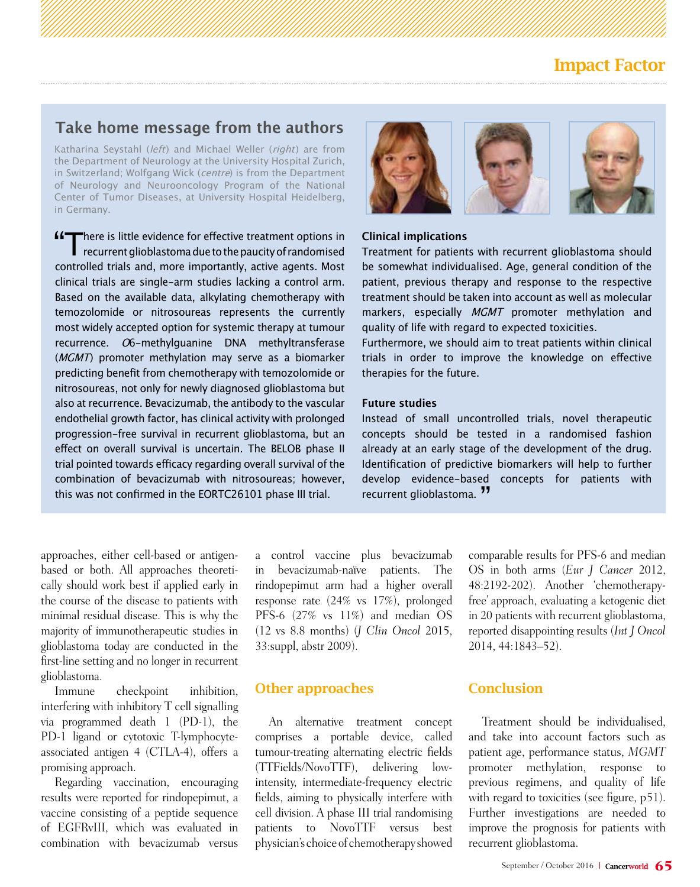## Take home message from the authors

Katharina Seystahl (*left*) and Michael Weller (*right*) are from the Department of Neurology at the University Hospital Zurich, in Switzerland; Wolfgang Wick (*centre*) is from the Department of Neurology and Neurooncology Program of the National Center of Tumor Diseases, at University Hospital Heidelberg, in Germany.

"There is little evidence for effective treatment options in recurrent glioblastoma due to the paucity of randomised controlled trials and, more importantly, active agents. Most clinical trials are single-arm studies lacking a control arm. Based on the available data, alkylating chemotherapy with temozolomide or nitrosoureas represents the currently most widely accepted option for systemic therapy at tumour recurrence. *O*6-methylguanine DNA methyltransferase (*MGMT*) promoter methylation may serve as a biomarker predicting benefit from chemotherapy with temozolomide or nitrosoureas, not only for newly diagnosed glioblastoma but also at recurrence. Bevacizumab, the antibody to the vascular endothelial growth factor, has clinical activity with prolonged progression-free survival in recurrent glioblastoma, but an effect on overall survival is uncertain. The BELOB phase II trial pointed towards efficacy regarding overall survival of the combination of bevacizumab with nitrosoureas; however, this was not confirmed in the EORTC26101 phase III trial.

**Clinical implications**

Treatment for patients with recurrent glioblastoma should be somewhat individualised. Age, general condition of the patient, previous therapy and response to the respective treatment should be taken into account as well as molecular markers, especially *MGMT* promoter methylation and quality of life with regard to expected toxicities.

Furthermore, we should aim to treat patients within clinical trials in order to improve the knowledge on effective therapies for the future.

**Future studies**

Instead of small uncontrolled trials, novel therapeutic concepts should be tested in a randomised fashion already at an early stage of the development of the drug. Identification of predictive biomarkers will help to further develop evidence-based concepts for patients with recurrent glioblastoma."

approaches, either cell-based or antigen-based or both. All approaches theoretically should work best if applied early in the course of the disease to patients with minimal residual disease. This is why the majority of immunotherapeutic studies in glioblastoma today are conducted in the first-line setting and no longer in recurrent glioblastoma.

Immune checkpoint inhibition, interfering with inhibitory T cell signalling via programmed death 1 (PD-1), the PD-1 ligand or cytotoxic T-lymphocyte-associated antigen 4 (CTLA-4), offers a promising approach.

Regarding vaccination, encouraging results were reported for rindopepimut, a vaccine consisting of a peptide sequence of EGFRvIII, which was evaluated in combination with bevacizumab versus a control vaccine plus bevacizumab in bevacizumab-naïve patients. The rindopepimut arm had a higher overall response rate (24% vs 17%), prolonged PFS-6 (27% vs 11%) and median OS (12 vs 8.8 months) (*J Clin Oncol* 2015, 33:suppl, abstr 2009).

## Other approaches

An alternative treatment concept comprises a portable device, called tumour-treating alternating electric fields (TTFields/NovoTTF), delivering low-intensity, intermediate-frequency electric fields, aiming to physically interfere with cell division. A phase III trial randomising patients to NovoTTF versus best physician's choice of chemotherapy showed comparable results for PFS-6 and median OS in both arms (*Eur J Cancer* 2012, 48:2192-202). Another 'chemotherapy-free' approach, evaluating a ketogenic diet in 20 patients with recurrent glioblastoma, reported disappointing results (*Int J Oncol* 2014, 44:1843–52).

## Conclusion

Treatment should be individualised, and take into account factors such as patient age, performance status, *MGMT* promoter methylation, response to previous regimens, and quality of life with regard to toxicities (see figure, p51). Further investigations are needed to improve the prognosis for patients with recurrent glioblastoma.